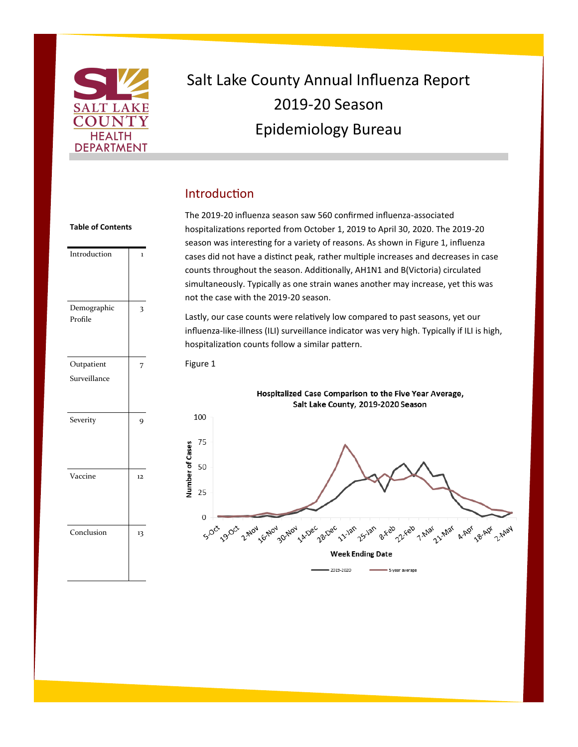# Salt Lake County Annual Influenza Report
# 2019-20 Season
# Epidemiology Bureau

**Table of Contents**

| Section | Page |
|---|---|
| Introduction | 1 |
| Demographic Profile | 3 |
| Outpatient Surveillance | 7 |
| Severity | 9 |
| Vaccine | 12 |
| Conclusion | 13 |

## Introduction

The 2019-20 influenza season saw 560 confirmed influenza-associated hospitalizations reported from October 1, 2019 to April 30, 2020. The 2019-20 season was interesting for a variety of reasons. As shown in Figure 1, influenza cases did not have a distinct peak, rather multiple increases and decreases in case counts throughout the season. Additionally, AH1N1 and B(Victoria) circulated simultaneously. Typically as one strain wanes another may increase, yet this was not the case with the 2019-20 season.

Lastly, our case counts were relatively low compared to past seasons, yet our influenza-like-illness (ILI) surveillance indicator was very high. Typically if ILI is high, hospitalization counts follow a similar pattern.

Figure 1

**Hospitalized Case Comparison to the Five Year Average, Salt Lake County, 2019-2020 Season**

(Line chart: Number of Cases (0–100) by Week Ending Date (5-Oct to 2-May); series: 2019-2020, 5 year average)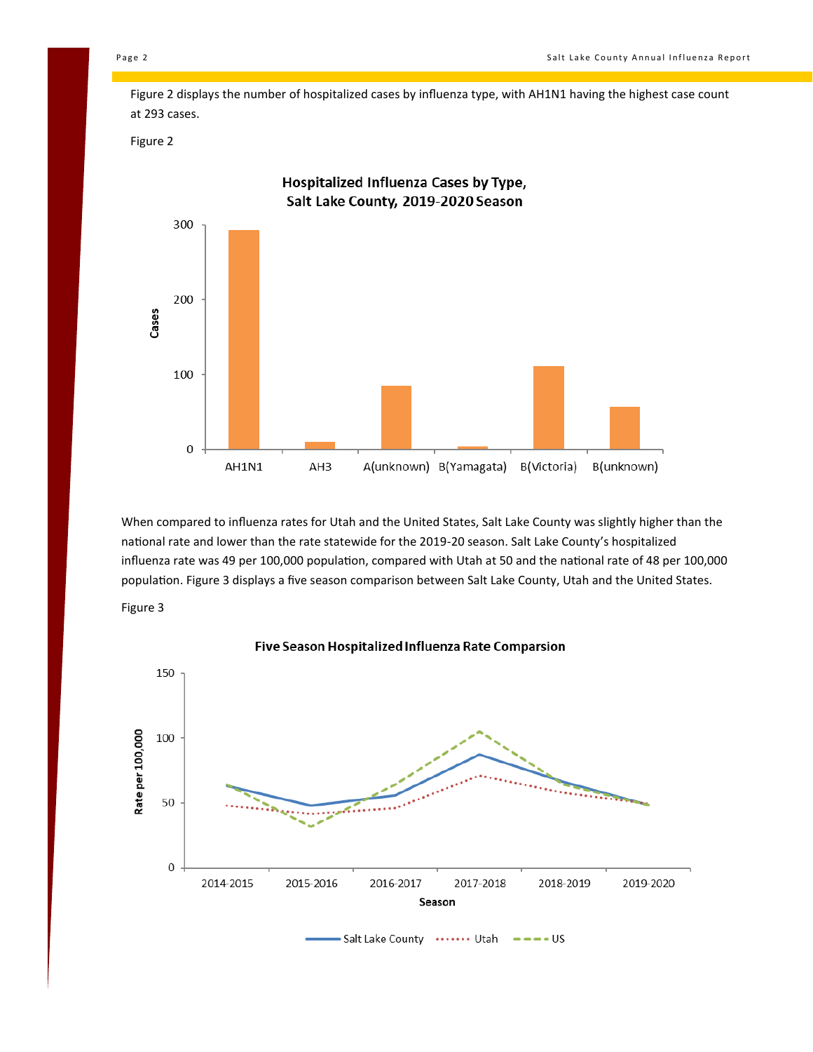Figure 2 displays the number of hospitalized cases by influenza type, with AH1N1 having the highest case count at 293 cases.

Figure 2

**Hospitalized Influenza Cases by Type, Salt Lake County, 2019-2020 Season**

When compared to influenza rates for Utah and the United States, Salt Lake County was slightly higher than the national rate and lower than the rate statewide for the 2019-20 season. Salt Lake County's hospitalized influenza rate was 49 per 100,000 population, compared with Utah at 50 and the national rate of 48 per 100,000 population. Figure 3 displays a five season comparison between Salt Lake County, Utah and the United States.

Figure 3

**Five Season Hospitalized Influenza Rate Comparsion**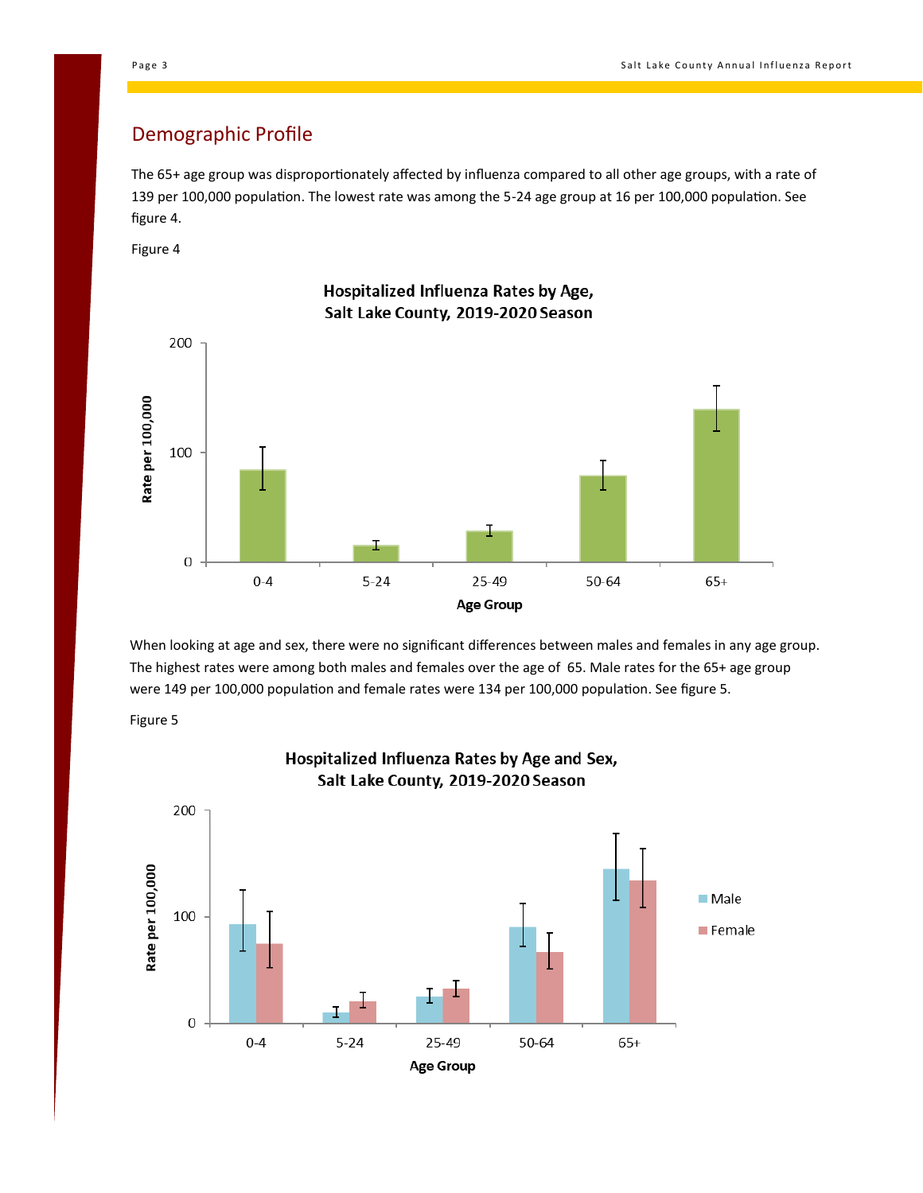## Demographic Profile

The 65+ age group was disproportionately affected by influenza compared to all other age groups, with a rate of 139 per 100,000 population. The lowest rate was among the 5-24 age group at 16 per 100,000 population. See figure 4.

Figure 4

**Hospitalized Influenza Rates by Age, Salt Lake County, 2019-2020 Season**

When looking at age and sex, there were no significant differences between males and females in any age group. The highest rates were among both males and females over the age of 65. Male rates for the 65+ age group were 149 per 100,000 population and female rates were 134 per 100,000 population. See figure 5.

Figure 5

**Hospitalized Influenza Rates by Age and Sex, Salt Lake County, 2019-2020 Season**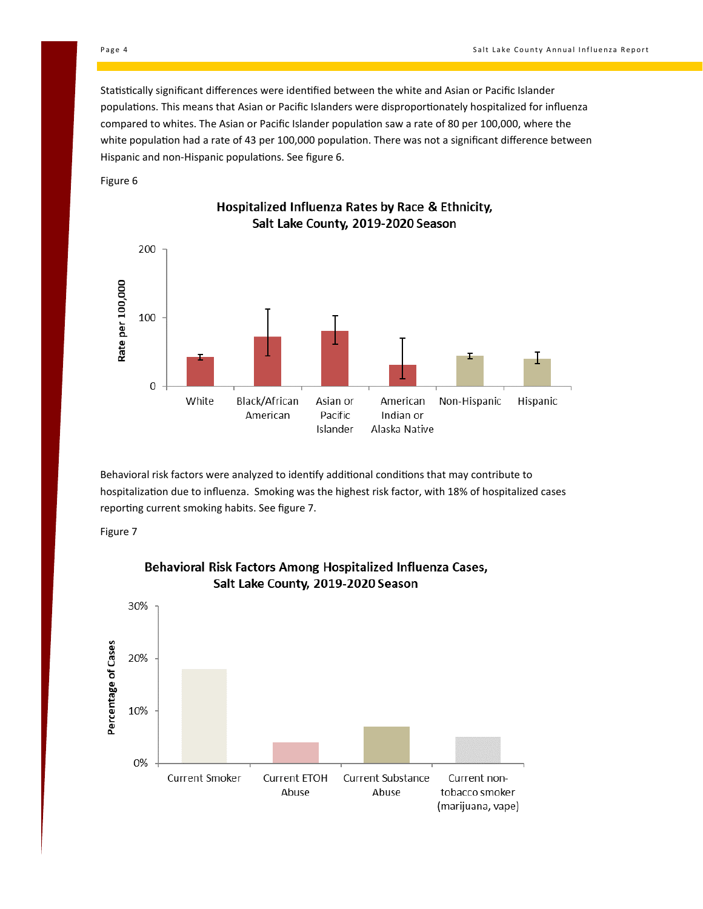Statistically significant differences were identified between the white and Asian or Pacific Islander populations. This means that Asian or Pacific Islanders were disproportionately hospitalized for influenza compared to whites. The Asian or Pacific Islander population saw a rate of 80 per 100,000, where the white population had a rate of 43 per 100,000 population. There was not a significant difference between Hispanic and non-Hispanic populations. See figure 6.

Figure 6

**Hospitalized Influenza Rates by Race & Ethnicity, Salt Lake County, 2019-2020 Season**

Rate per 100,000

200

100

0

White | Black/African American | Asian or Pacific Islander | American Indian or Alaska Native | Non-Hispanic | Hispanic

Behavioral risk factors were analyzed to identify additional conditions that may contribute to hospitalization due to influenza. Smoking was the highest risk factor, with 18% of hospitalized cases reporting current smoking habits. See figure 7.

Figure 7

**Behavioral Risk Factors Among Hospitalized Influenza Cases, Salt Lake County, 2019-2020 Season**

Percentage of Cases

30%

20%

10%

0%

Current Smoker | Current ETOH Abuse | Current Substance Abuse | Current non-tobacco smoker (marijuana, vape)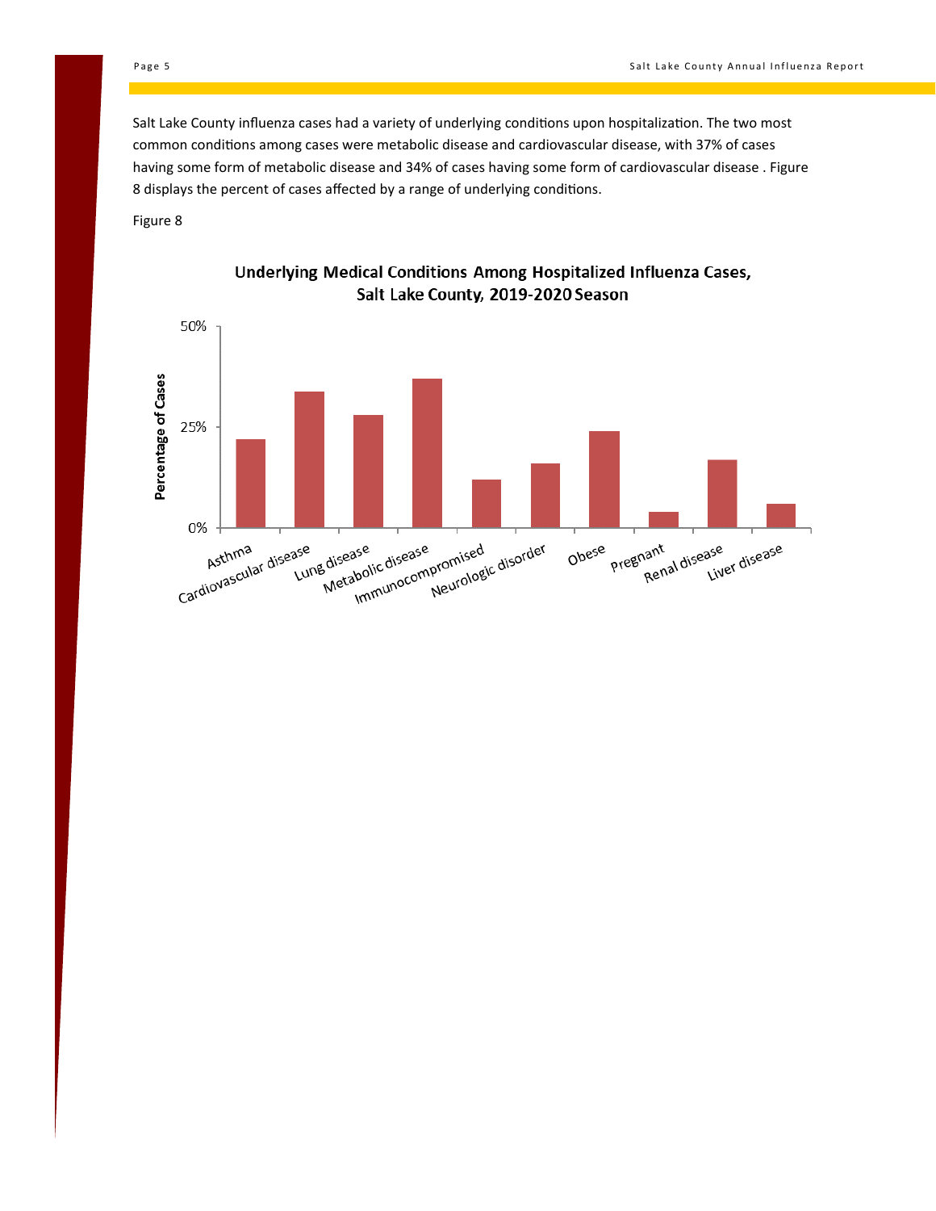Salt Lake County influenza cases had a variety of underlying conditions upon hospitalization. The two most common conditions among cases were metabolic disease and cardiovascular disease, with 37% of cases having some form of metabolic disease and 34% of cases having some form of cardiovascular disease . Figure 8 displays the percent of cases affected by a range of underlying conditions.

Figure 8

**Underlying Medical Conditions Among Hospitalized Influenza Cases, Salt Lake County, 2019-2020 Season**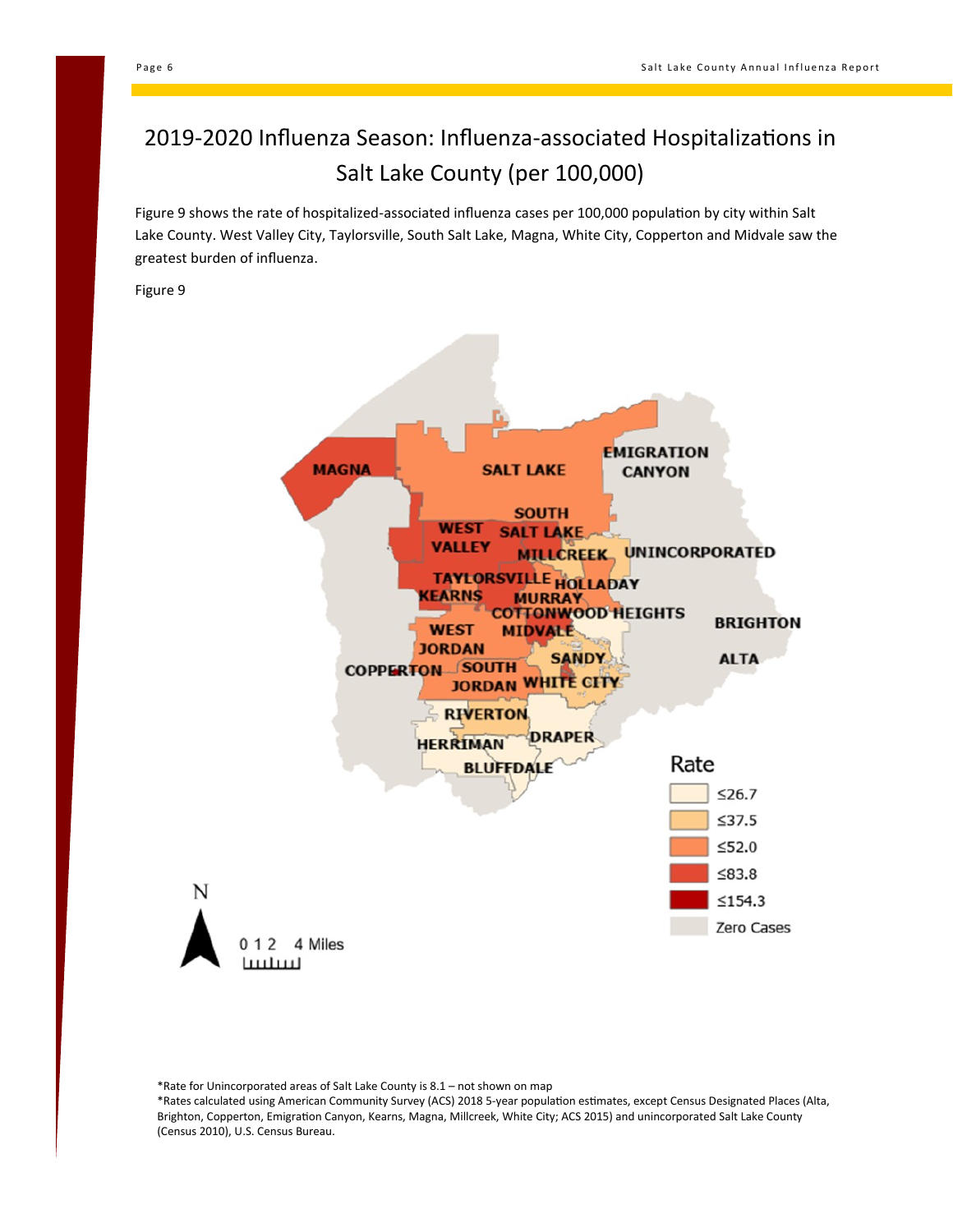# 2019-2020 Influenza Season: Influenza-associated Hospitalizations in Salt Lake County (per 100,000)

Figure 9 shows the rate of hospitalized-associated influenza cases per 100,000 population by city within Salt Lake County. West Valley City, Taylorsville, South Salt Lake, Magna, White City, Copperton and Midvale saw the greatest burden of influenza.

Figure 9

*Rate for Unincorporated areas of Salt Lake County is 8.1 – not shown on map

*Rates calculated using American Community Survey (ACS) 2018 5-year population estimates, except Census Designated Places (Alta, Brighton, Copperton, Emigration Canyon, Kearns, Magna, Millcreek, White City; ACS 2015) and unincorporated Salt Lake County (Census 2010), U.S. Census Bureau.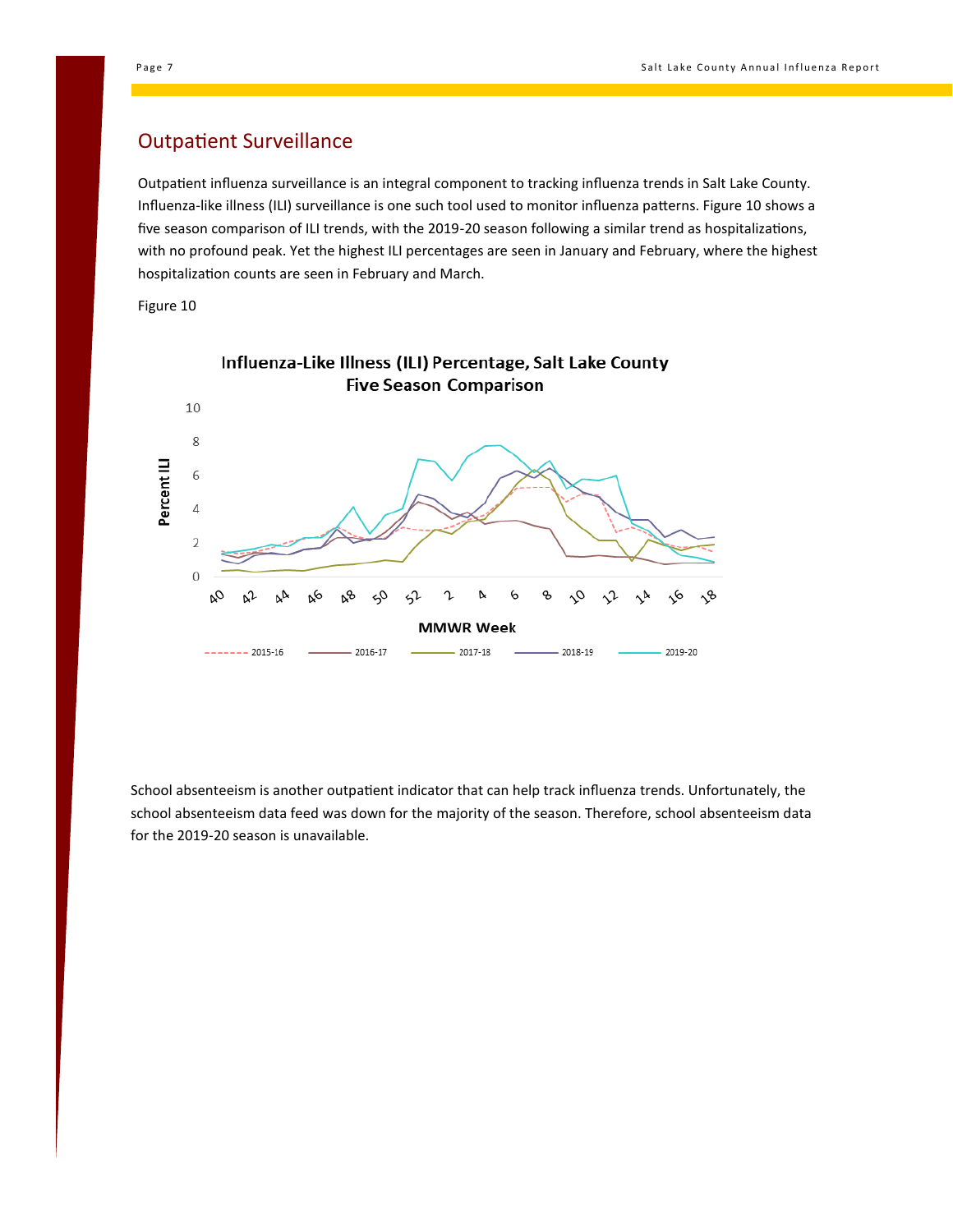## Outpatient Surveillance

Outpatient influenza surveillance is an integral component to tracking influenza trends in Salt Lake County. Influenza-like illness (ILI) surveillance is one such tool used to monitor influenza patterns. Figure 10 shows a five season comparison of ILI trends, with the 2019-20 season following a similar trend as hospitalizations, with no profound peak. Yet the highest ILI percentages are seen in January and February, where the highest hospitalization counts are seen in February and March.

Figure 10

School absenteeism is another outpatient indicator that can help track influenza trends. Unfortunately, the school absenteeism data feed was down for the majority of the season. Therefore, school absenteeism data for the 2019-20 season is unavailable.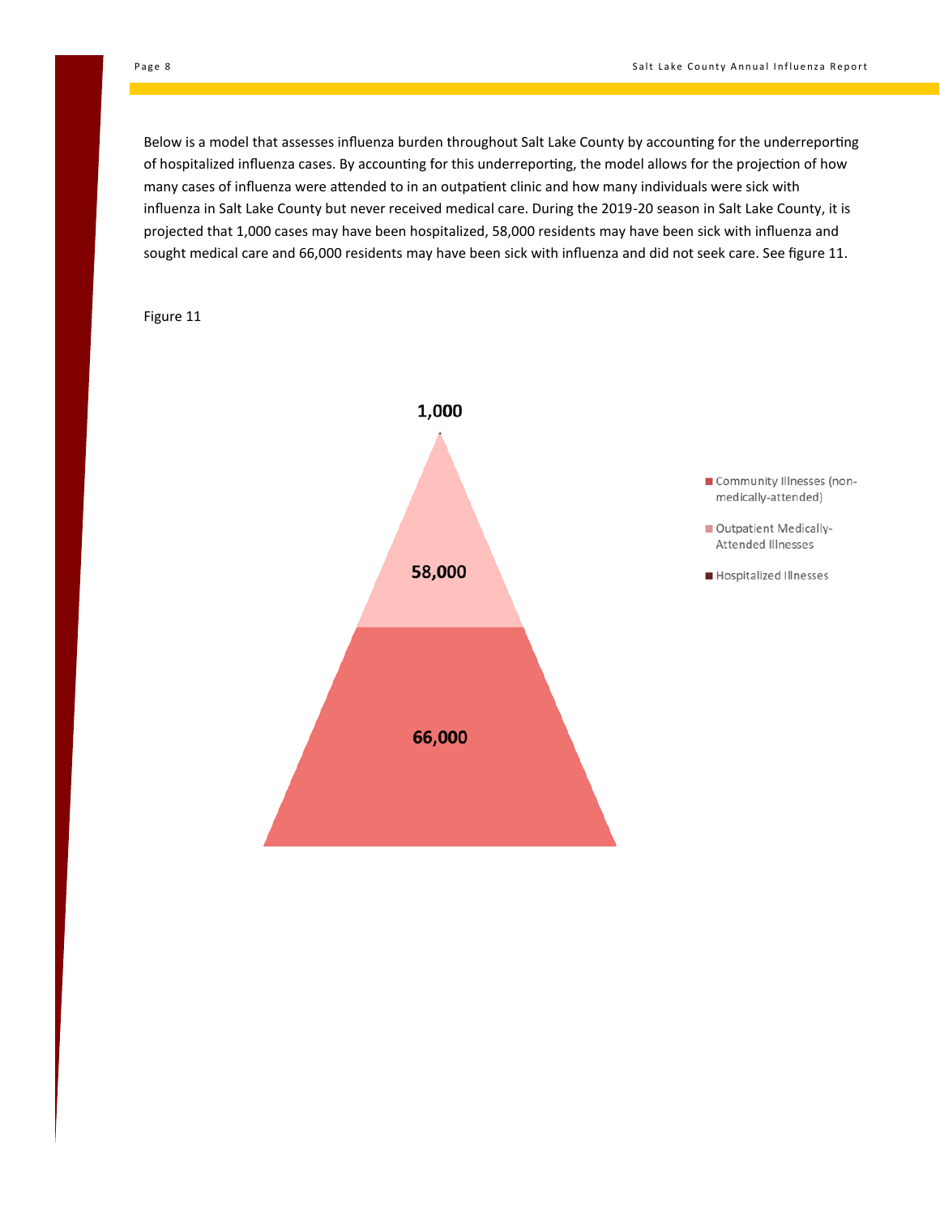Below is a model that assesses influenza burden throughout Salt Lake County by accounting for the underreporting of hospitalized influenza cases. By accounting for this underreporting, the model allows for the projection of how many cases of influenza were attended to in an outpatient clinic and how many individuals were sick with influenza in Salt Lake County but never received medical care. During the 2019-20 season in Salt Lake County, it is projected that 1,000 cases may have been hospitalized, 58,000 residents may have been sick with influenza and sought medical care and 66,000 residents may have been sick with influenza and did not seek care. See figure 11.

Figure 11

1,000

58,000

66,000

- Community Illnesses (non-medically-attended)
- Outpatient Medically-Attended Illnesses
- Hospitalized Illnesses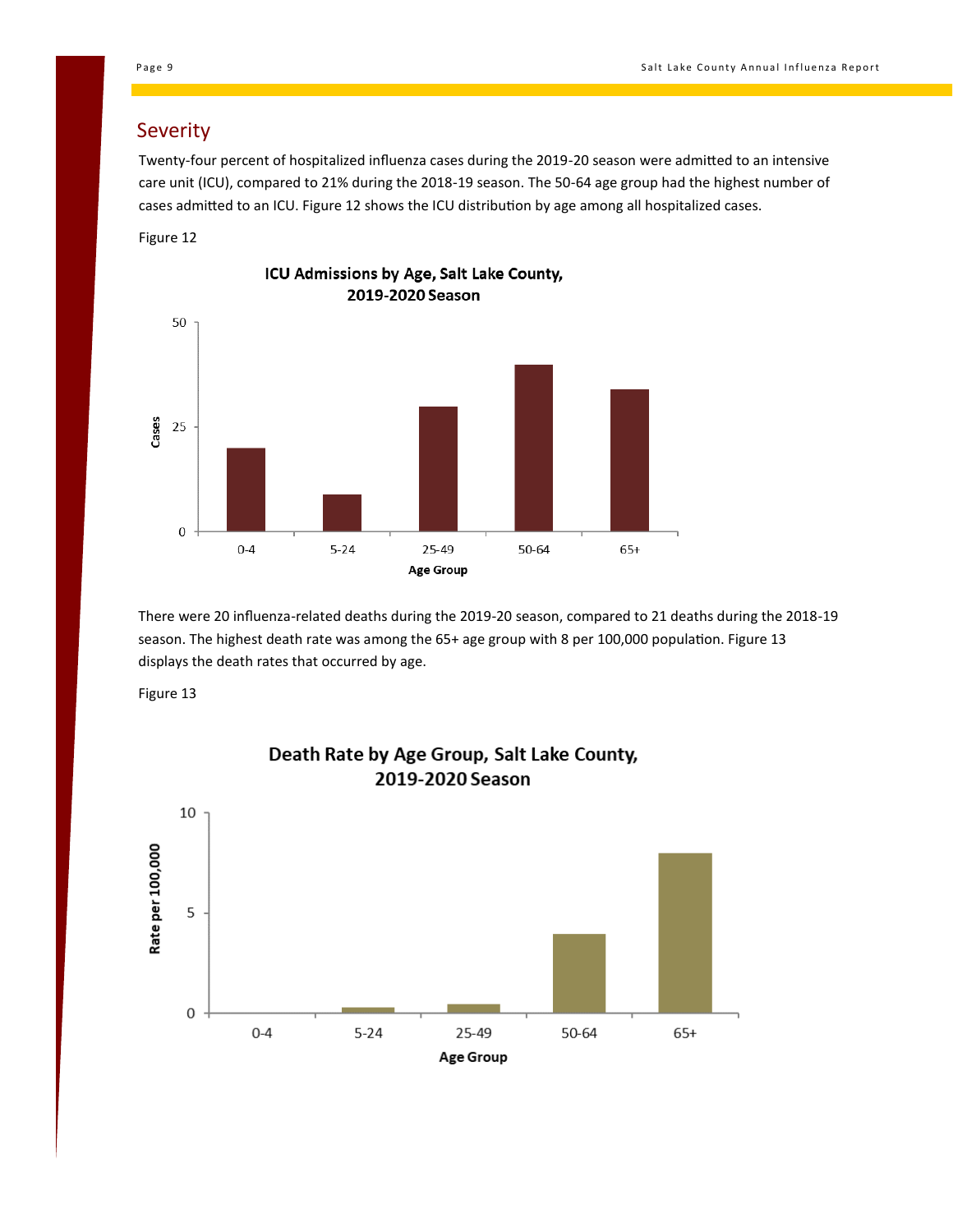## Severity

Twenty-four percent of hospitalized influenza cases during the 2019-20 season were admitted to an intensive care unit (ICU), compared to 21% during the 2018-19 season. The 50-64 age group had the highest number of cases admitted to an ICU. Figure 12 shows the ICU distribution by age among all hospitalized cases.

Figure 12

**ICU Admissions by Age, Salt Lake County, 2019-2020 Season**

There were 20 influenza-related deaths during the 2019-20 season, compared to 21 deaths during the 2018-19 season. The highest death rate was among the 65+ age group with 8 per 100,000 population. Figure 13 displays the death rates that occurred by age.

Figure 13

**Death Rate by Age Group, Salt Lake County, 2019-2020 Season**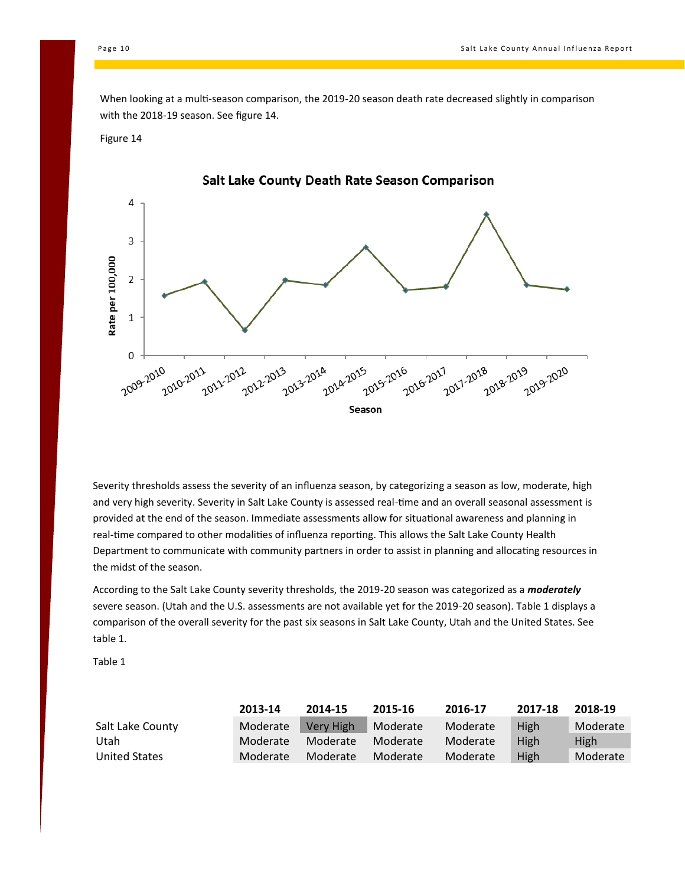When looking at a multi-season comparison, the 2019-20 season death rate decreased slightly in comparison with the 2018-19 season. See figure 14.

Figure 14

Salt Lake County Death Rate Season Comparison

Severity thresholds assess the severity of an influenza season, by categorizing a season as low, moderate, high and very high severity. Severity in Salt Lake County is assessed real-time and an overall seasonal assessment is provided at the end of the season. Immediate assessments allow for situational awareness and planning in real-time compared to other modalities of influenza reporting. This allows the Salt Lake County Health Department to communicate with community partners in order to assist in planning and allocating resources in the midst of the season.

According to the Salt Lake County severity thresholds, the 2019-20 season was categorized as a ***moderately*** severe season. (Utah and the U.S. assessments are not available yet for the 2019-20 season). Table 1 displays a comparison of the overall severity for the past six seasons in Salt Lake County, Utah and the United States. See table 1.

Table 1

| | 2013-14 | 2014-15 | 2015-16 | 2016-17 | 2017-18 | 2018-19 |
|---|---|---|---|---|---|---|
| Salt Lake County | Moderate | Very High | Moderate | Moderate | High | Moderate |
| Utah | Moderate | Moderate | Moderate | Moderate | High | High |
| United States | Moderate | Moderate | Moderate | Moderate | High | Moderate |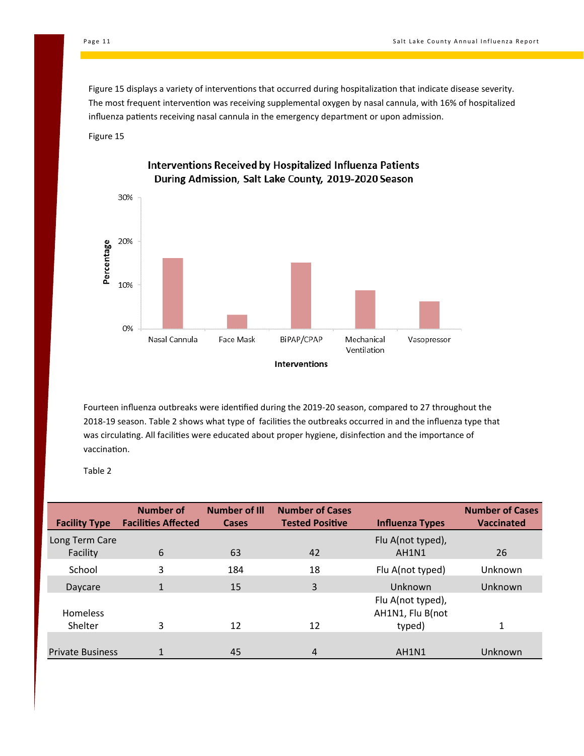Figure 15 displays a variety of interventions that occurred during hospitalization that indicate disease severity. The most frequent intervention was receiving supplemental oxygen by nasal cannula, with 16% of hospitalized influenza patients receiving nasal cannula in the emergency department or upon admission.

Figure 15

**Interventions Received by Hospitalized Influenza Patients During Admission, Salt Lake County, 2019-2020 Season**

Fourteen influenza outbreaks were identified during the 2019-20 season, compared to 27 throughout the 2018-19 season. Table 2 shows what type of facilities the outbreaks occurred in and the influenza type that was circulating. All facilities were educated about proper hygiene, disinfection and the importance of vaccination.

Table 2

| Facility Type | Number of Facilities Affected | Number of Ill Cases | Number of Cases Tested Positive | Influenza Types | Number of Cases Vaccinated |
|---|---|---|---|---|---|
| Long Term Care Facility | 6 | 63 | 42 | Flu A(not typed), AH1N1 | 26 |
| School | 3 | 184 | 18 | Flu A(not typed) | Unknown |
| Daycare | 1 | 15 | 3 | Unknown | Unknown |
| Homeless Shelter | 3 | 12 | 12 | Flu A(not typed), AH1N1, Flu B(not typed) | 1 |
| Private Business | 1 | 45 | 4 | AH1N1 | Unknown |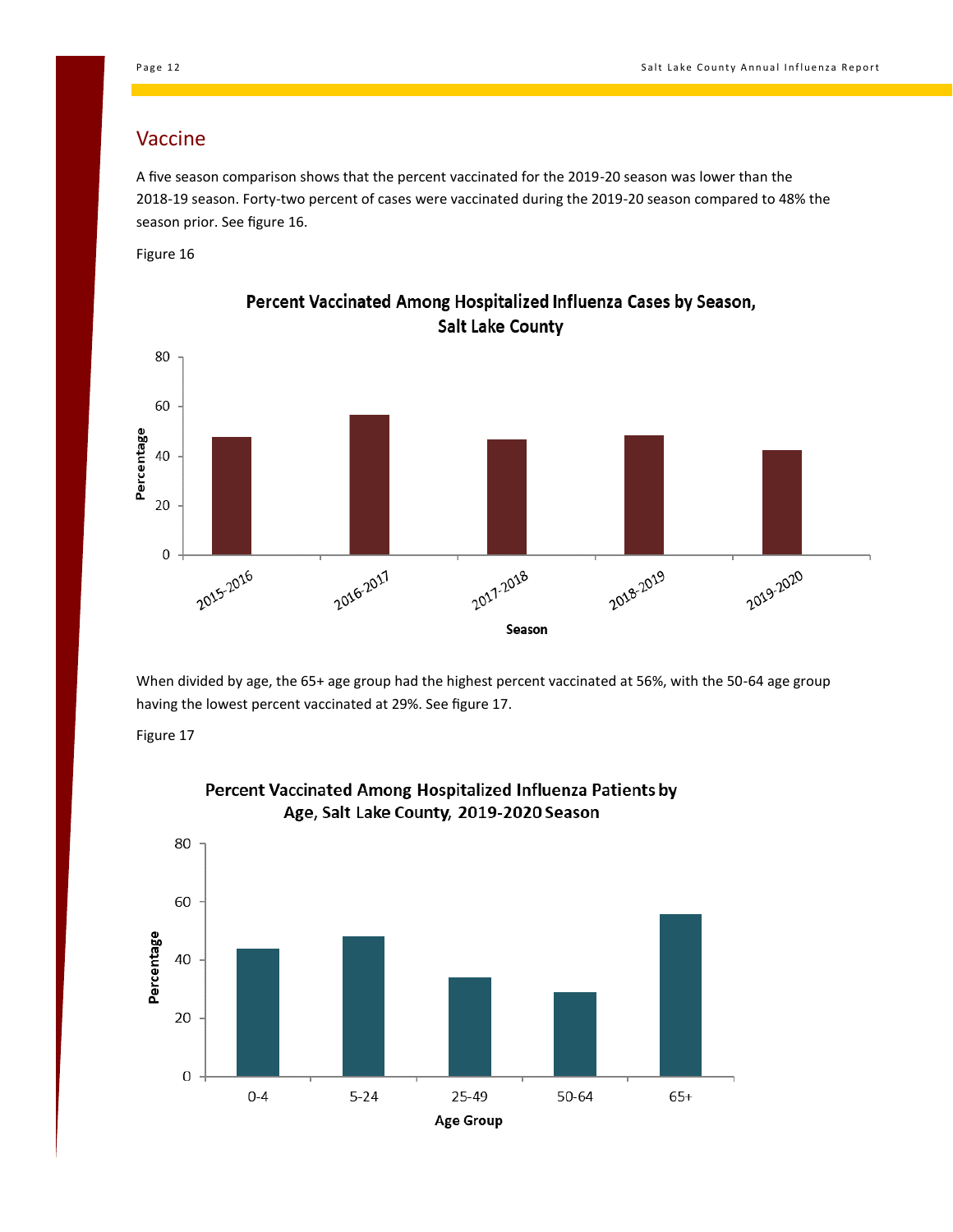## Vaccine

A five season comparison shows that the percent vaccinated for the 2019-20 season was lower than the 2018-19 season. Forty-two percent of cases were vaccinated during the 2019-20 season compared to 48% the season prior. See figure 16.

Figure 16

**Percent Vaccinated Among Hospitalized Influenza Cases by Season, Salt Lake County**

When divided by age, the 65+ age group had the highest percent vaccinated at 56%, with the 50-64 age group having the lowest percent vaccinated at 29%. See figure 17.

Figure 17

**Percent Vaccinated Among Hospitalized Influenza Patients by Age, Salt Lake County, 2019-2020 Season**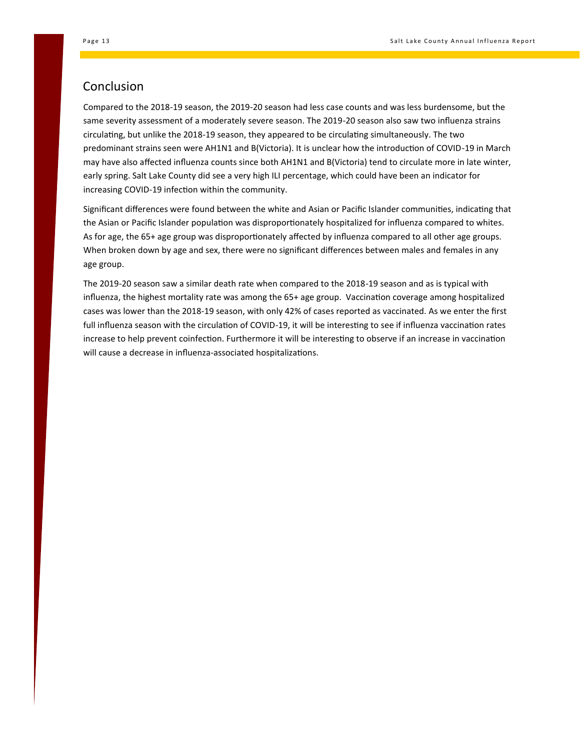## Conclusion

Compared to the 2018-19 season, the 2019-20 season had less case counts and was less burdensome, but the same severity assessment of a moderately severe season. The 2019-20 season also saw two influenza strains circulating, but unlike the 2018-19 season, they appeared to be circulating simultaneously. The two predominant strains seen were AH1N1 and B(Victoria). It is unclear how the introduction of COVID-19 in March may have also affected influenza counts since both AH1N1 and B(Victoria) tend to circulate more in late winter, early spring. Salt Lake County did see a very high ILI percentage, which could have been an indicator for increasing COVID-19 infection within the community.

Significant differences were found between the white and Asian or Pacific Islander communities, indicating that the Asian or Pacific Islander population was disproportionately hospitalized for influenza compared to whites. As for age, the 65+ age group was disproportionately affected by influenza compared to all other age groups. When broken down by age and sex, there were no significant differences between males and females in any age group.

The 2019-20 season saw a similar death rate when compared to the 2018-19 season and as is typical with influenza, the highest mortality rate was among the 65+ age group. Vaccination coverage among hospitalized cases was lower than the 2018-19 season, with only 42% of cases reported as vaccinated. As we enter the first full influenza season with the circulation of COVID-19, it will be interesting to see if influenza vaccination rates increase to help prevent coinfection. Furthermore it will be interesting to observe if an increase in vaccination will cause a decrease in influenza-associated hospitalizations.